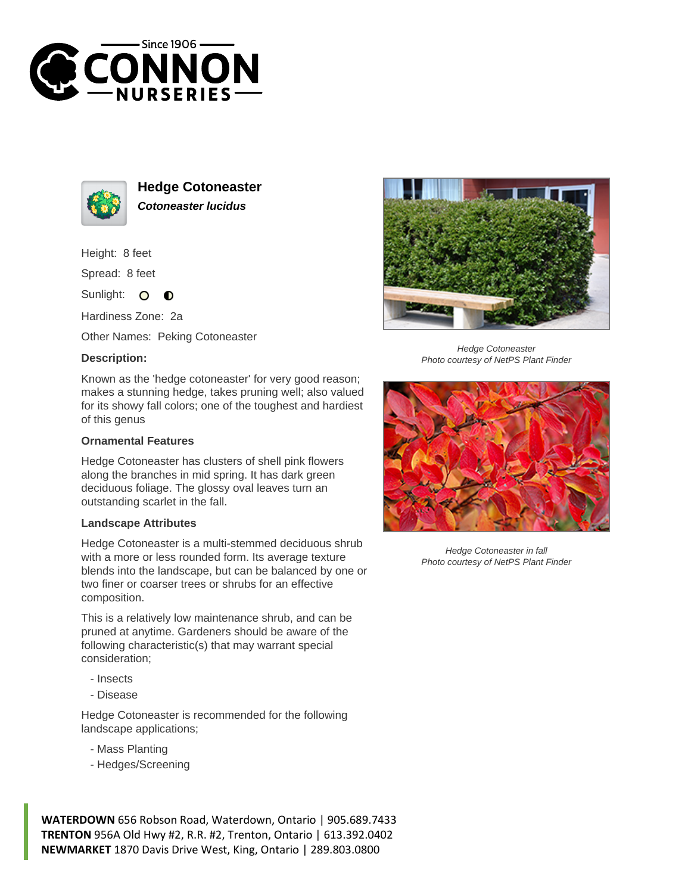# Hedge Cotoneaster

***Cotoneaster lucidus***

Height: 8 feet

Spread: 8 feet

Sunlight:

Hardiness Zone: 2a

Other Names: Peking Cotoneaster

**Description:**

Known as the 'hedge cotoneaster' for very good reason; makes a stunning hedge, takes pruning well; also valued for its showy fall colors; one of the toughest and hardiest of this genus

### Ornamental Features

Hedge Cotoneaster has clusters of shell pink flowers along the branches in mid spring. It has dark green deciduous foliage. The glossy oval leaves turn an outstanding scarlet in the fall.

### Landscape Attributes

Hedge Cotoneaster is a multi-stemmed deciduous shrub with a more or less rounded form. Its average texture blends into the landscape, but can be balanced by one or two finer or coarser trees or shrubs for an effective composition.

This is a relatively low maintenance shrub, and can be pruned at anytime. Gardeners should be aware of the following characteristic(s) that may warrant special consideration;

- Insects
- Disease

Hedge Cotoneaster is recommended for the following landscape applications;

- Mass Planting
- Hedges/Screening

*Hedge Cotoneaster*
*Photo courtesy of NetPS Plant Finder*

*Hedge Cotoneaster in fall*
*Photo courtesy of NetPS Plant Finder*

**WATERDOWN** 656 Robson Road, Waterdown, Ontario | 905.689.7433
**TRENTON** 956A Old Hwy #2, R.R. #2, Trenton, Ontario | 613.392.0402
**NEWMARKET** 1870 Davis Drive West, King, Ontario | 289.803.0800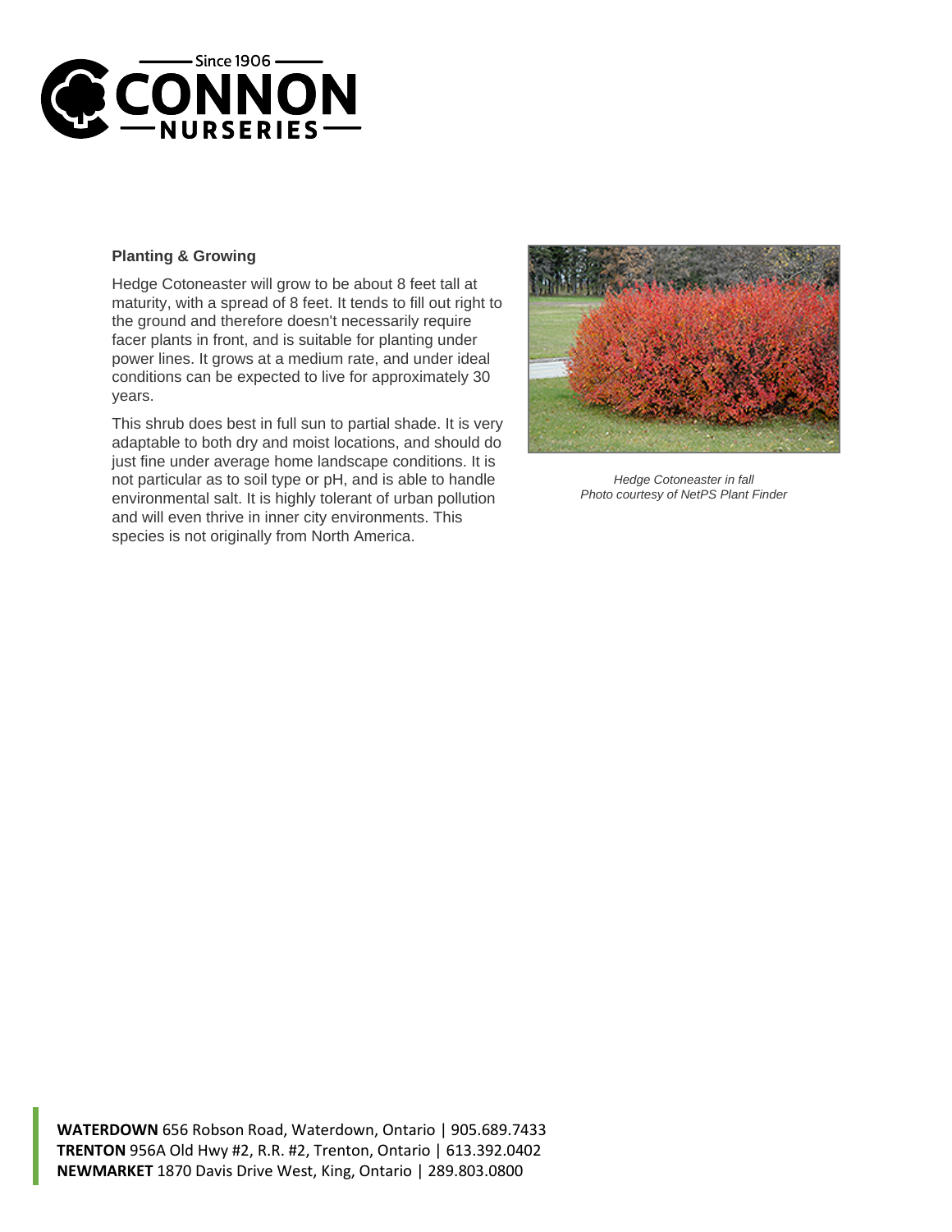### Planting & Growing

Hedge Cotoneaster will grow to be about 8 feet tall at maturity, with a spread of 8 feet. It tends to fill out right to the ground and therefore doesn't necessarily require facer plants in front, and is suitable for planting under power lines. It grows at a medium rate, and under ideal conditions can be expected to live for approximately 30 years.

This shrub does best in full sun to partial shade. It is very adaptable to both dry and moist locations, and should do just fine under average home landscape conditions. It is not particular as to soil type or pH, and is able to handle environmental salt. It is highly tolerant of urban pollution and will even thrive in inner city environments. This species is not originally from North America.

*Hedge Cotoneaster in fall*
*Photo courtesy of NetPS Plant Finder*

**WATERDOWN** 656 Robson Road, Waterdown, Ontario | 905.689.7433
**TRENTON** 956A Old Hwy #2, R.R. #2, Trenton, Ontario | 613.392.0402
**NEWMARKET** 1870 Davis Drive West, King, Ontario | 289.803.0800